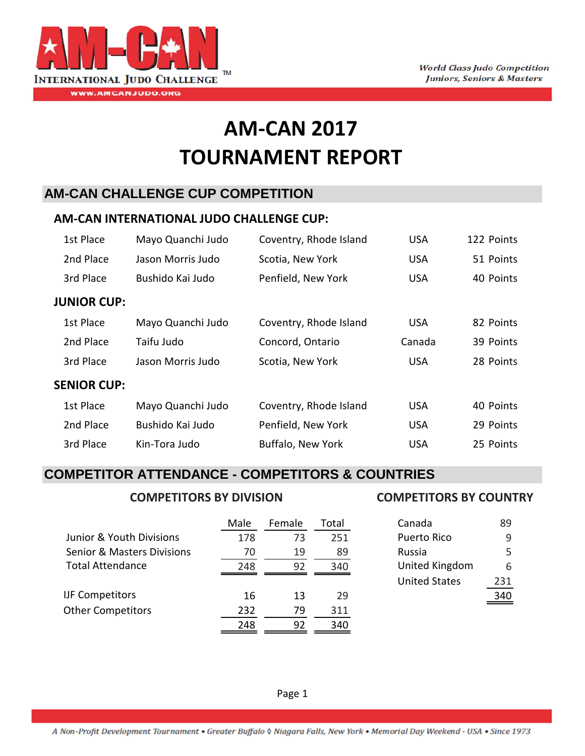AM-CAN

INTERNATIONAL JUDO CHALLENGE™

WWW.AMCANJUDO.ORG

*World Class Judo Competition*
*Juniors, Seniors & Masters*

# AM-CAN 2017
# TOURNAMENT REPORT

## AM-CAN CHALLENGE CUP COMPETITION

### AM-CAN INTERNATIONAL JUDO CHALLENGE CUP:

| | | | | |
|---|---|---|---|---|
| 1st Place | Mayo Quanchi Judo | Coventry, Rhode Island | USA | 122 Points |
| 2nd Place | Jason Morris Judo | Scotia, New York | USA | 51 Points |
| 3rd Place | Bushido Kai Judo | Penfield, New York | USA | 40 Points |

### JUNIOR CUP:

| | | | | |
|---|---|---|---|---|
| 1st Place | Mayo Quanchi Judo | Coventry, Rhode Island | USA | 82 Points |
| 2nd Place | Taifu Judo | Concord, Ontario | Canada | 39 Points |
| 3rd Place | Jason Morris Judo | Scotia, New York | USA | 28 Points |

### SENIOR CUP:

| | | | | |
|---|---|---|---|---|
| 1st Place | Mayo Quanchi Judo | Coventry, Rhode Island | USA | 40 Points |
| 2nd Place | Bushido Kai Judo | Penfield, New York | USA | 29 Points |
| 3rd Place | Kin-Tora Judo | Buffalo, New York | USA | 25 Points |

## COMPETITOR ATTENDANCE - COMPETITORS & COUNTRIES

### COMPETITORS BY DIVISION

| | Male | Female | Total |
|---|---|---|---|
| Junior & Youth Divisions | 178 | 73 | 251 |
| Senior & Masters Divisions | 70 | 19 | 89 |
| Total Attendance | 248 | 92 | 340 |
| | | | |
| IJF Competitors | 16 | 13 | 29 |
| Other Competitors | 232 | 79 | 311 |
| | 248 | 92 | 340 |

### COMPETITORS BY COUNTRY

| | |
|---|---|
| Canada | 89 |
| Puerto Rico | 9 |
| Russia | 5 |
| United Kingdom | 6 |
| United States | 231 |
| | 340 |

*A Non-Profit Development Tournament • Greater Buffalo ◊ Niagara Falls, New York • Memorial Day Weekend - USA • Since 1973*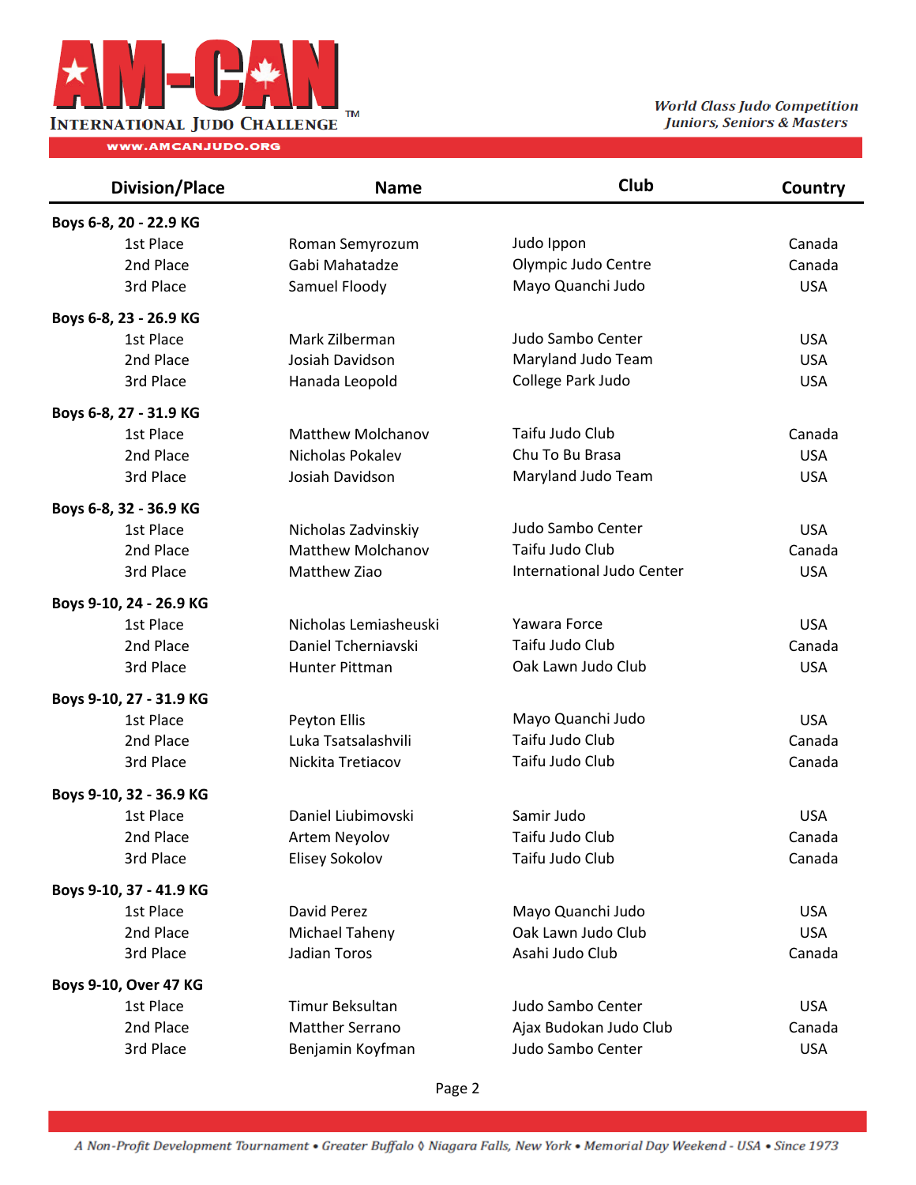| Division/Place | Name | Club | Country |
|---|---|---|---|
| **Boys 6-8, 20 - 22.9 KG** | | | |
| 1st Place | Roman Semyrozum | Judo Ippon | Canada |
| 2nd Place | Gabi Mahatadze | Olympic Judo Centre | Canada |
| 3rd Place | Samuel Floody | Mayo Quanchi Judo | USA |
| **Boys 6-8, 23 - 26.9 KG** | | | |
| 1st Place | Mark Zilberman | Judo Sambo Center | USA |
| 2nd Place | Josiah Davidson | Maryland Judo Team | USA |
| 3rd Place | Hanada Leopold | College Park Judo | USA |
| **Boys 6-8, 27 - 31.9 KG** | | | |
| 1st Place | Matthew Molchanov | Taifu Judo Club | Canada |
| 2nd Place | Nicholas Pokalev | Chu To Bu Brasa | USA |
| 3rd Place | Josiah Davidson | Maryland Judo Team | USA |
| **Boys 6-8, 32 - 36.9 KG** | | | |
| 1st Place | Nicholas Zadvinskiy | Judo Sambo Center | USA |
| 2nd Place | Matthew Molchanov | Taifu Judo Club | Canada |
| 3rd Place | Matthew Ziao | International Judo Center | USA |
| **Boys 9-10, 24 - 26.9 KG** | | | |
| 1st Place | Nicholas Lemiasheuski | Yawara Force | USA |
| 2nd Place | Daniel Tcherniavski | Taifu Judo Club | Canada |
| 3rd Place | Hunter Pittman | Oak Lawn Judo Club | USA |
| **Boys 9-10, 27 - 31.9 KG** | | | |
| 1st Place | Peyton Ellis | Mayo Quanchi Judo | USA |
| 2nd Place | Luka Tsatsalashvili | Taifu Judo Club | Canada |
| 3rd Place | Nickita Tretiacov | Taifu Judo Club | Canada |
| **Boys 9-10, 32 - 36.9 KG** | | | |
| 1st Place | Daniel Liubimovski | Samir Judo | USA |
| 2nd Place | Artem Neyolov | Taifu Judo Club | Canada |
| 3rd Place | Elisey Sokolov | Taifu Judo Club | Canada |
| **Boys 9-10, 37 - 41.9 KG** | | | |
| 1st Place | David Perez | Mayo Quanchi Judo | USA |
| 2nd Place | Michael Taheny | Oak Lawn Judo Club | USA |
| 3rd Place | Jadian Toros | Asahi Judo Club | Canada |
| **Boys 9-10, Over 47 KG** | | | |
| 1st Place | Timur Beksultan | Judo Sambo Center | USA |
| 2nd Place | Matther Serrano | Ajax Budokan Judo Club | Canada |
| 3rd Place | Benjamin Koyfman | Judo Sambo Center | USA |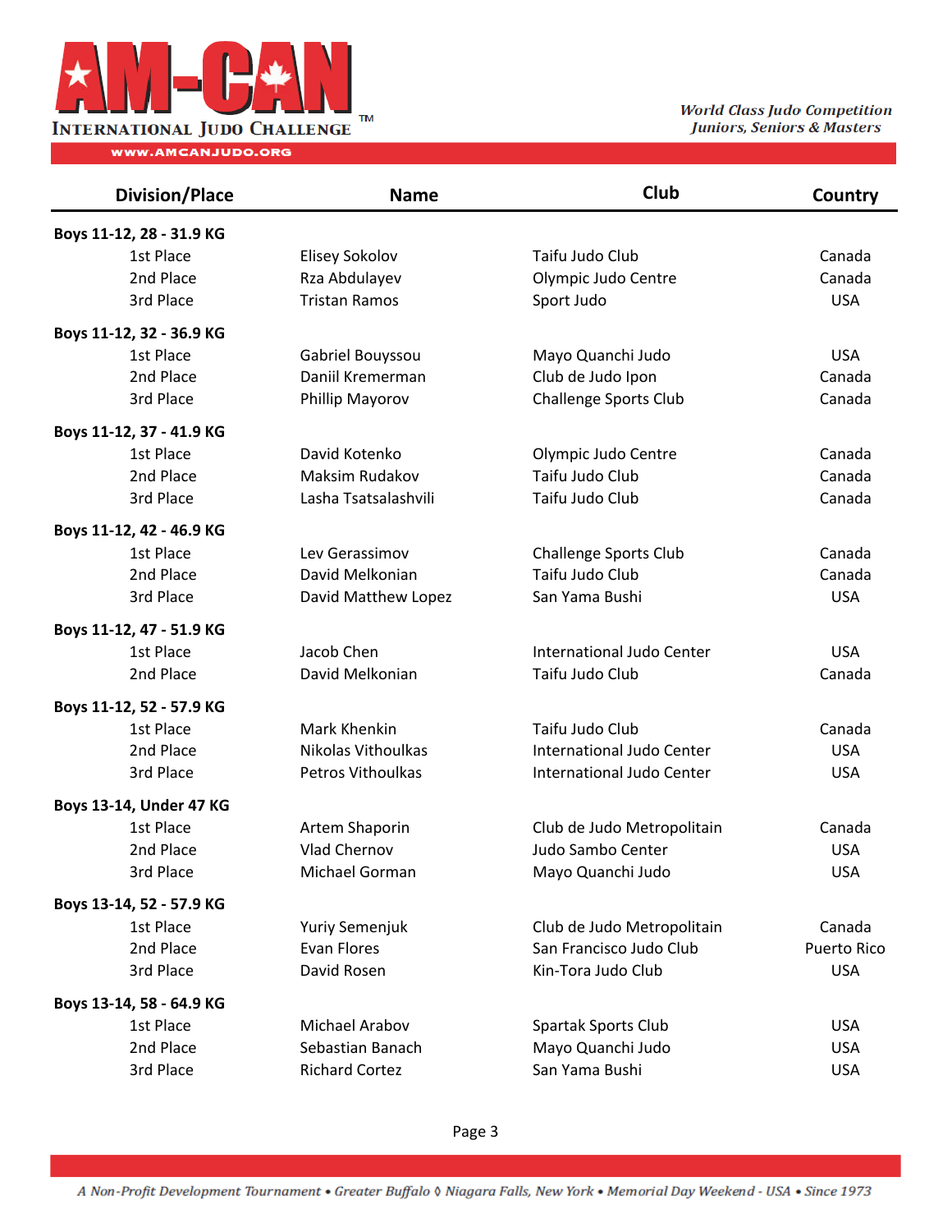| Division/Place | Name | Club | Country |
|---|---|---|---|
| **Boys 11-12, 28 - 31.9 KG** | | | |
| 1st Place | Elisey Sokolov | Taifu Judo Club | Canada |
| 2nd Place | Rza Abdulayev | Olympic Judo Centre | Canada |
| 3rd Place | Tristan Ramos | Sport Judo | USA |
| **Boys 11-12, 32 - 36.9 KG** | | | |
| 1st Place | Gabriel Bouyssou | Mayo Quanchi Judo | USA |
| 2nd Place | Daniil Kremerman | Club de Judo Ipon | Canada |
| 3rd Place | Phillip Mayorov | Challenge Sports Club | Canada |
| **Boys 11-12, 37 - 41.9 KG** | | | |
| 1st Place | David Kotenko | Olympic Judo Centre | Canada |
| 2nd Place | Maksim Rudakov | Taifu Judo Club | Canada |
| 3rd Place | Lasha Tsatsalashvili | Taifu Judo Club | Canada |
| **Boys 11-12, 42 - 46.9 KG** | | | |
| 1st Place | Lev Gerassimov | Challenge Sports Club | Canada |
| 2nd Place | David Melkonian | Taifu Judo Club | Canada |
| 3rd Place | David Matthew Lopez | San Yama Bushi | USA |
| **Boys 11-12, 47 - 51.9 KG** | | | |
| 1st Place | Jacob Chen | International Judo Center | USA |
| 2nd Place | David Melkonian | Taifu Judo Club | Canada |
| **Boys 11-12, 52 - 57.9 KG** | | | |
| 1st Place | Mark Khenkin | Taifu Judo Club | Canada |
| 2nd Place | Nikolas Vithoulkas | International Judo Center | USA |
| 3rd Place | Petros Vithoulkas | International Judo Center | USA |
| **Boys 13-14, Under 47 KG** | | | |
| 1st Place | Artem Shaporin | Club de Judo Metropolitain | Canada |
| 2nd Place | Vlad Chernov | Judo Sambo Center | USA |
| 3rd Place | Michael Gorman | Mayo Quanchi Judo | USA |
| **Boys 13-14, 52 - 57.9 KG** | | | |
| 1st Place | Yuriy Semenjuk | Club de Judo Metropolitain | Canada |
| 2nd Place | Evan Flores | San Francisco Judo Club | Puerto Rico |
| 3rd Place | David Rosen | Kin-Tora Judo Club | USA |
| **Boys 13-14, 58 - 64.9 KG** | | | |
| 1st Place | Michael Arabov | Spartak Sports Club | USA |
| 2nd Place | Sebastian Banach | Mayo Quanchi Judo | USA |
| 3rd Place | Richard Cortez | San Yama Bushi | USA |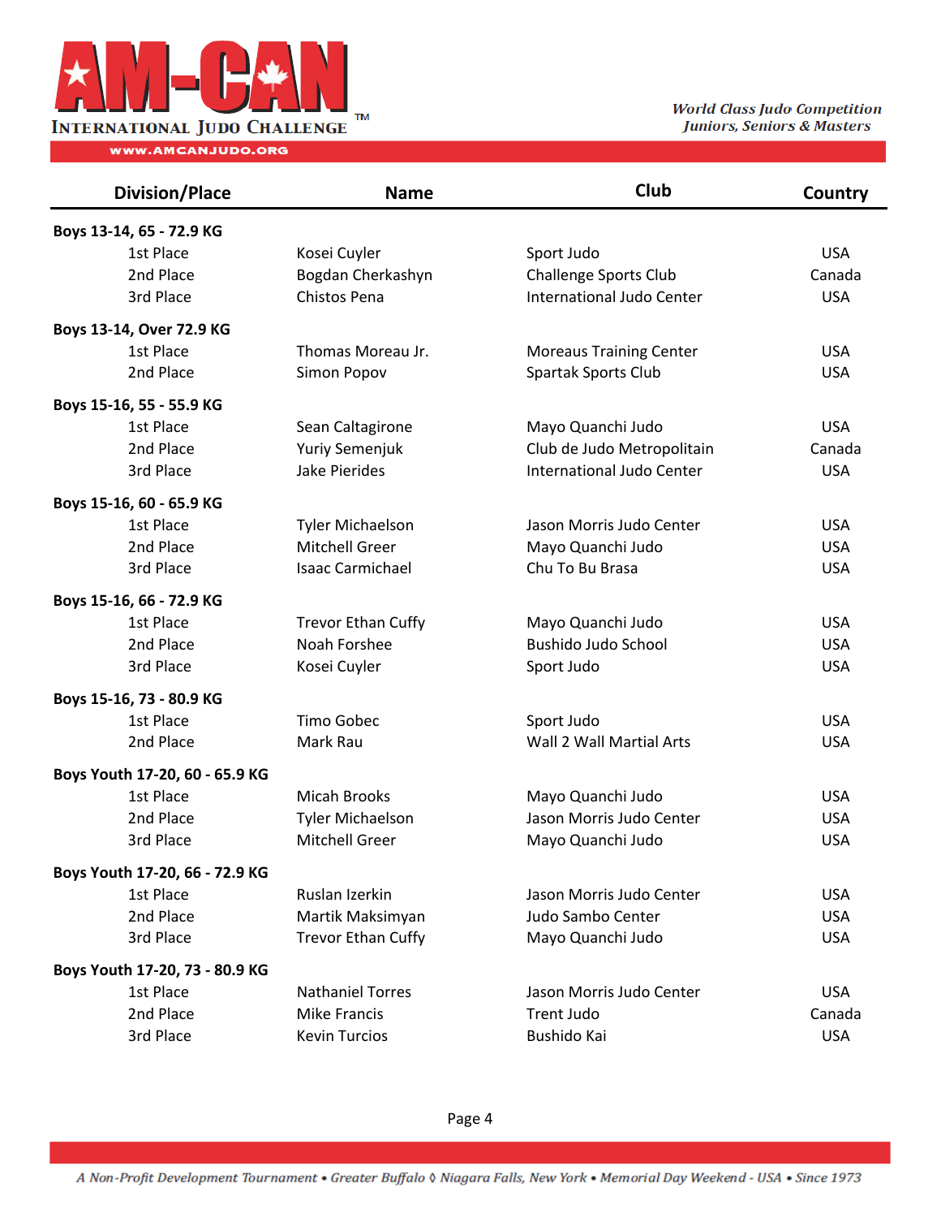| Division/Place | Name | Club | Country |
|---|---|---|---|
| **Boys 13-14, 65 - 72.9 KG** | | | |
| 1st Place | Kosei Cuyler | Sport Judo | USA |
| 2nd Place | Bogdan Cherkashyn | Challenge Sports Club | Canada |
| 3rd Place | Chistos Pena | International Judo Center | USA |
| **Boys 13-14, Over 72.9 KG** | | | |
| 1st Place | Thomas Moreau Jr. | Moreaus Training Center | USA |
| 2nd Place | Simon Popov | Spartak Sports Club | USA |
| **Boys 15-16, 55 - 55.9 KG** | | | |
| 1st Place | Sean Caltagirone | Mayo Quanchi Judo | USA |
| 2nd Place | Yuriy Semenjuk | Club de Judo Metropolitain | Canada |
| 3rd Place | Jake Pierides | International Judo Center | USA |
| **Boys 15-16, 60 - 65.9 KG** | | | |
| 1st Place | Tyler Michaelson | Jason Morris Judo Center | USA |
| 2nd Place | Mitchell Greer | Mayo Quanchi Judo | USA |
| 3rd Place | Isaac Carmichael | Chu To Bu Brasa | USA |
| **Boys 15-16, 66 - 72.9 KG** | | | |
| 1st Place | Trevor Ethan Cuffy | Mayo Quanchi Judo | USA |
| 2nd Place | Noah Forshee | Bushido Judo School | USA |
| 3rd Place | Kosei Cuyler | Sport Judo | USA |
| **Boys 15-16, 73 - 80.9 KG** | | | |
| 1st Place | Timo Gobec | Sport Judo | USA |
| 2nd Place | Mark Rau | Wall 2 Wall Martial Arts | USA |
| **Boys Youth 17-20, 60 - 65.9 KG** | | | |
| 1st Place | Micah Brooks | Mayo Quanchi Judo | USA |
| 2nd Place | Tyler Michaelson | Jason Morris Judo Center | USA |
| 3rd Place | Mitchell Greer | Mayo Quanchi Judo | USA |
| **Boys Youth 17-20, 66 - 72.9 KG** | | | |
| 1st Place | Ruslan Izerkin | Jason Morris Judo Center | USA |
| 2nd Place | Martik Maksimyan | Judo Sambo Center | USA |
| 3rd Place | Trevor Ethan Cuffy | Mayo Quanchi Judo | USA |
| **Boys Youth 17-20, 73 - 80.9 KG** | | | |
| 1st Place | Nathaniel Torres | Jason Morris Judo Center | USA |
| 2nd Place | Mike Francis | Trent Judo | Canada |
| 3rd Place | Kevin Turcios | Bushido Kai | USA |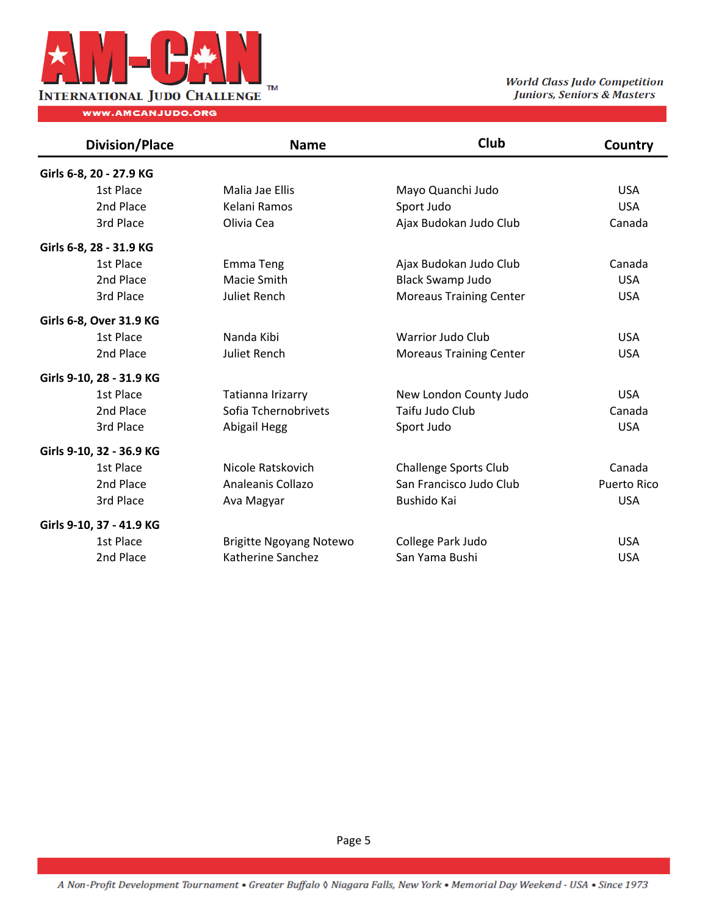| Division/Place | Name | Club | Country |
|---|---|---|---|
| **Girls 6-8, 20 - 27.9 KG** | | | |
| 1st Place | Malia Jae Ellis | Mayo Quanchi Judo | USA |
| 2nd Place | Kelani Ramos | Sport Judo | USA |
| 3rd Place | Olivia Cea | Ajax Budokan Judo Club | Canada |
| **Girls 6-8, 28 - 31.9 KG** | | | |
| 1st Place | Emma Teng | Ajax Budokan Judo Club | Canada |
| 2nd Place | Macie Smith | Black Swamp Judo | USA |
| 3rd Place | Juliet Rench | Moreaus Training Center | USA |
| **Girls 6-8, Over 31.9 KG** | | | |
| 1st Place | Nanda Kibi | Warrior Judo Club | USA |
| 2nd Place | Juliet Rench | Moreaus Training Center | USA |
| **Girls 9-10, 28 - 31.9 KG** | | | |
| 1st Place | Tatianna Irizarry | New London County Judo | USA |
| 2nd Place | Sofia Tchernobrivets | Taifu Judo Club | Canada |
| 3rd Place | Abigail Hegg | Sport Judo | USA |
| **Girls 9-10, 32 - 36.9 KG** | | | |
| 1st Place | Nicole Ratskovich | Challenge Sports Club | Canada |
| 2nd Place | Analeanis Collazo | San Francisco Judo Club | Puerto Rico |
| 3rd Place | Ava Magyar | Bushido Kai | USA |
| **Girls 9-10, 37 - 41.9 KG** | | | |
| 1st Place | Brigitte Ngoyang Notewo | College Park Judo | USA |
| 2nd Place | Katherine Sanchez | San Yama Bushi | USA |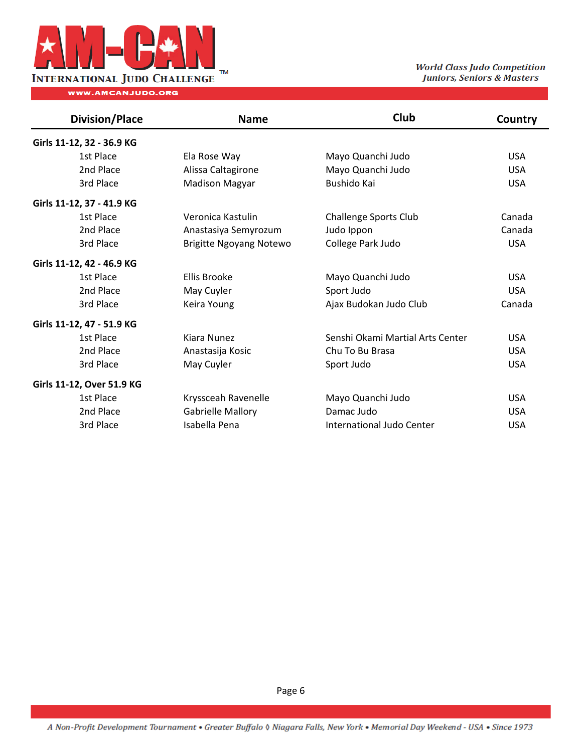| Division/Place | Name | Club | Country |
|---|---|---|---|
| **Girls 11-12, 32 - 36.9 KG** | | | |
| 1st Place | Ela Rose Way | Mayo Quanchi Judo | USA |
| 2nd Place | Alissa Caltagirone | Mayo Quanchi Judo | USA |
| 3rd Place | Madison Magyar | Bushido Kai | USA |
| **Girls 11-12, 37 - 41.9 KG** | | | |
| 1st Place | Veronica Kastulin | Challenge Sports Club | Canada |
| 2nd Place | Anastasiya Semyrozum | Judo Ippon | Canada |
| 3rd Place | Brigitte Ngoyang Notewo | College Park Judo | USA |
| **Girls 11-12, 42 - 46.9 KG** | | | |
| 1st Place | Ellis Brooke | Mayo Quanchi Judo | USA |
| 2nd Place | May Cuyler | Sport Judo | USA |
| 3rd Place | Keira Young | Ajax Budokan Judo Club | Canada |
| **Girls 11-12, 47 - 51.9 KG** | | | |
| 1st Place | Kiara Nunez | Senshi Okami Martial Arts Center | USA |
| 2nd Place | Anastasija Kosic | Chu To Bu Brasa | USA |
| 3rd Place | May Cuyler | Sport Judo | USA |
| **Girls 11-12, Over 51.9 KG** | | | |
| 1st Place | Kryssceah Ravenelle | Mayo Quanchi Judo | USA |
| 2nd Place | Gabrielle Mallory | Damac Judo | USA |
| 3rd Place | Isabella Pena | International Judo Center | USA |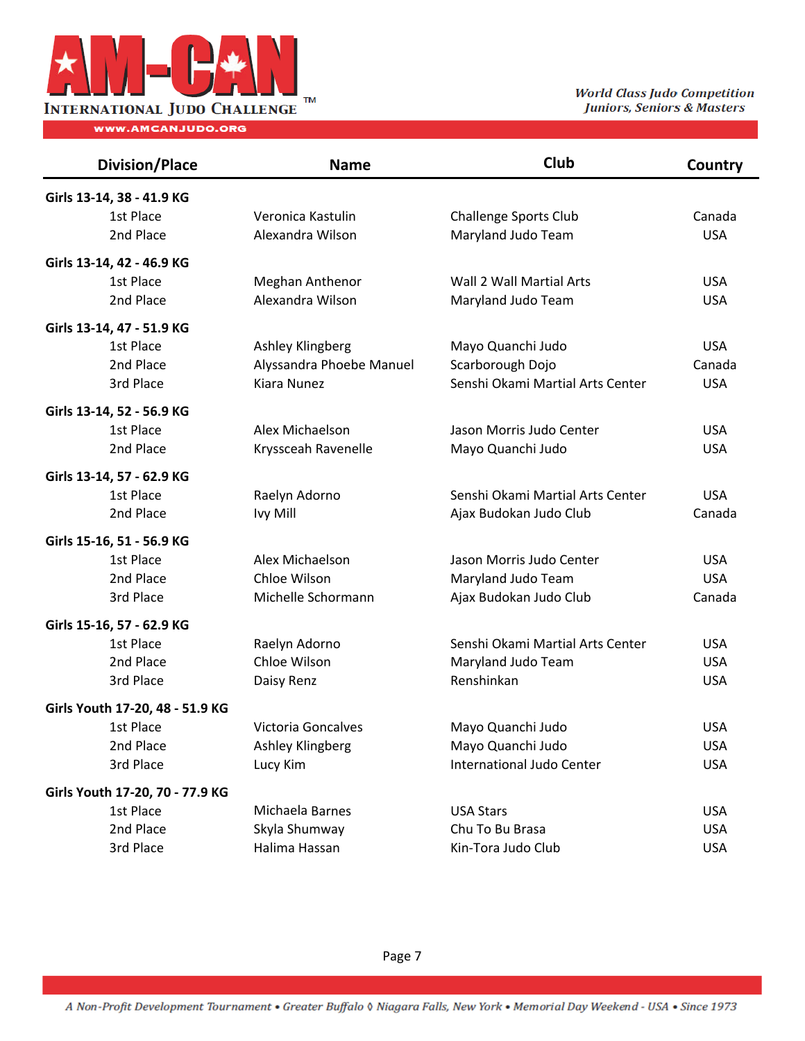| Division/Place | Name | Club | Country |
|---|---|---|---|
| **Girls 13-14, 38 - 41.9 KG** | | | |
| 1st Place | Veronica Kastulin | Challenge Sports Club | Canada |
| 2nd Place | Alexandra Wilson | Maryland Judo Team | USA |
| **Girls 13-14, 42 - 46.9 KG** | | | |
| 1st Place | Meghan Anthenor | Wall 2 Wall Martial Arts | USA |
| 2nd Place | Alexandra Wilson | Maryland Judo Team | USA |
| **Girls 13-14, 47 - 51.9 KG** | | | |
| 1st Place | Ashley Klingberg | Mayo Quanchi Judo | USA |
| 2nd Place | Alyssandra Phoebe Manuel | Scarborough Dojo | Canada |
| 3rd Place | Kiara Nunez | Senshi Okami Martial Arts Center | USA |
| **Girls 13-14, 52 - 56.9 KG** | | | |
| 1st Place | Alex Michaelson | Jason Morris Judo Center | USA |
| 2nd Place | Kryssceah Ravenelle | Mayo Quanchi Judo | USA |
| **Girls 13-14, 57 - 62.9 KG** | | | |
| 1st Place | Raelyn Adorno | Senshi Okami Martial Arts Center | USA |
| 2nd Place | Ivy Mill | Ajax Budokan Judo Club | Canada |
| **Girls 15-16, 51 - 56.9 KG** | | | |
| 1st Place | Alex Michaelson | Jason Morris Judo Center | USA |
| 2nd Place | Chloe Wilson | Maryland Judo Team | USA |
| 3rd Place | Michelle Schormann | Ajax Budokan Judo Club | Canada |
| **Girls 15-16, 57 - 62.9 KG** | | | |
| 1st Place | Raelyn Adorno | Senshi Okami Martial Arts Center | USA |
| 2nd Place | Chloe Wilson | Maryland Judo Team | USA |
| 3rd Place | Daisy Renz | Renshinkan | USA |
| **Girls Youth 17-20, 48 - 51.9 KG** | | | |
| 1st Place | Victoria Goncalves | Mayo Quanchi Judo | USA |
| 2nd Place | Ashley Klingberg | Mayo Quanchi Judo | USA |
| 3rd Place | Lucy Kim | International Judo Center | USA |
| **Girls Youth 17-20, 70 - 77.9 KG** | | | |
| 1st Place | Michaela Barnes | USA Stars | USA |
| 2nd Place | Skyla Shumway | Chu To Bu Brasa | USA |
| 3rd Place | Halima Hassan | Kin-Tora Judo Club | USA |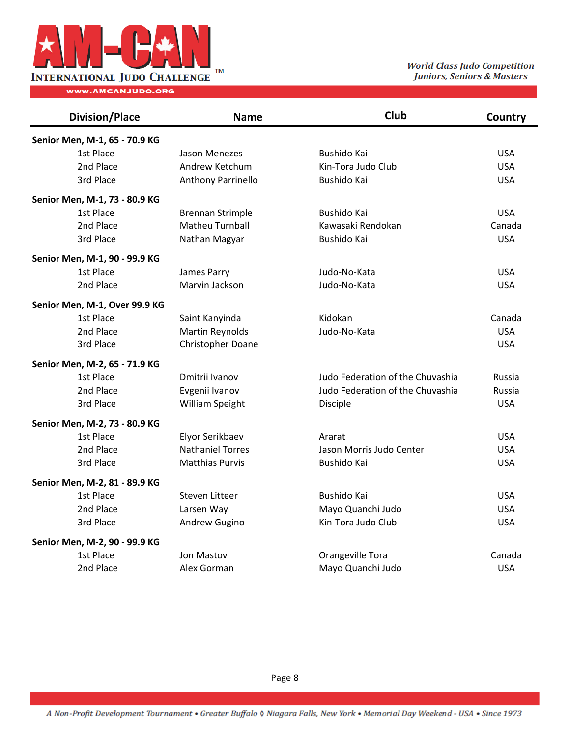| Division/Place | Name | Club | Country |
|---|---|---|---|
| **Senior Men, M-1, 65 - 70.9 KG** | | | |
| 1st Place | Jason Menezes | Bushido Kai | USA |
| 2nd Place | Andrew Ketchum | Kin-Tora Judo Club | USA |
| 3rd Place | Anthony Parrinello | Bushido Kai | USA |
| **Senior Men, M-1, 73 - 80.9 KG** | | | |
| 1st Place | Brennan Strimple | Bushido Kai | USA |
| 2nd Place | Matheu Turnball | Kawasaki Rendokan | Canada |
| 3rd Place | Nathan Magyar | Bushido Kai | USA |
| **Senior Men, M-1, 90 - 99.9 KG** | | | |
| 1st Place | James Parry | Judo-No-Kata | USA |
| 2nd Place | Marvin Jackson | Judo-No-Kata | USA |
| **Senior Men, M-1, Over 99.9 KG** | | | |
| 1st Place | Saint Kanyinda | Kidokan | Canada |
| 2nd Place | Martin Reynolds | Judo-No-Kata | USA |
| 3rd Place | Christopher Doane | | USA |
| **Senior Men, M-2, 65 - 71.9 KG** | | | |
| 1st Place | Dmitrii Ivanov | Judo Federation of the Chuvashia | Russia |
| 2nd Place | Evgenii Ivanov | Judo Federation of the Chuvashia | Russia |
| 3rd Place | William Speight | Disciple | USA |
| **Senior Men, M-2, 73 - 80.9 KG** | | | |
| 1st Place | Elyor Serikbaev | Ararat | USA |
| 2nd Place | Nathaniel Torres | Jason Morris Judo Center | USA |
| 3rd Place | Matthias Purvis | Bushido Kai | USA |
| **Senior Men, M-2, 81 - 89.9 KG** | | | |
| 1st Place | Steven Litteer | Bushido Kai | USA |
| 2nd Place | Larsen Way | Mayo Quanchi Judo | USA |
| 3rd Place | Andrew Gugino | Kin-Tora Judo Club | USA |
| **Senior Men, M-2, 90 - 99.9 KG** | | | |
| 1st Place | Jon Mastov | Orangeville Tora | Canada |
| 2nd Place | Alex Gorman | Mayo Quanchi Judo | USA |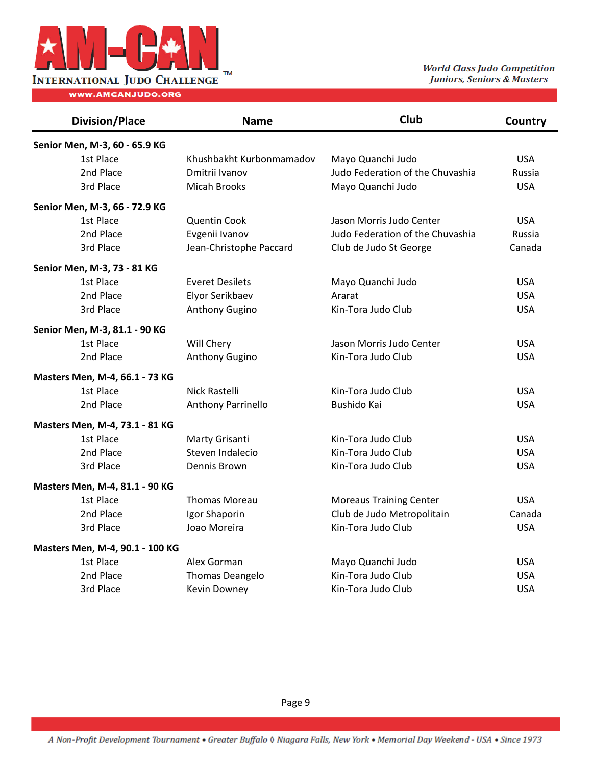| Division/Place | Name | Club | Country |
|---|---|---|---|
| **Senior Men, M-3, 60 - 65.9 KG** | | | |
| 1st Place | Khushbakht Kurbonmamadov | Mayo Quanchi Judo | USA |
| 2nd Place | Dmitrii Ivanov | Judo Federation of the Chuvashia | Russia |
| 3rd Place | Micah Brooks | Mayo Quanchi Judo | USA |
| **Senior Men, M-3, 66 - 72.9 KG** | | | |
| 1st Place | Quentin Cook | Jason Morris Judo Center | USA |
| 2nd Place | Evgenii Ivanov | Judo Federation of the Chuvashia | Russia |
| 3rd Place | Jean-Christophe Paccard | Club de Judo St George | Canada |
| **Senior Men, M-3, 73 - 81 KG** | | | |
| 1st Place | Everet Desilets | Mayo Quanchi Judo | USA |
| 2nd Place | Elyor Serikbaev | Ararat | USA |
| 3rd Place | Anthony Gugino | Kin-Tora Judo Club | USA |
| **Senior Men, M-3, 81.1 - 90 KG** | | | |
| 1st Place | Will Chery | Jason Morris Judo Center | USA |
| 2nd Place | Anthony Gugino | Kin-Tora Judo Club | USA |
| **Masters Men, M-4, 66.1 - 73 KG** | | | |
| 1st Place | Nick Rastelli | Kin-Tora Judo Club | USA |
| 2nd Place | Anthony Parrinello | Bushido Kai | USA |
| **Masters Men, M-4, 73.1 - 81 KG** | | | |
| 1st Place | Marty Grisanti | Kin-Tora Judo Club | USA |
| 2nd Place | Steven Indalecio | Kin-Tora Judo Club | USA |
| 3rd Place | Dennis Brown | Kin-Tora Judo Club | USA |
| **Masters Men, M-4, 81.1 - 90 KG** | | | |
| 1st Place | Thomas Moreau | Moreaus Training Center | USA |
| 2nd Place | Igor Shaporin | Club de Judo Metropolitain | Canada |
| 3rd Place | Joao Moreira | Kin-Tora Judo Club | USA |
| **Masters Men, M-4, 90.1 - 100 KG** | | | |
| 1st Place | Alex Gorman | Mayo Quanchi Judo | USA |
| 2nd Place | Thomas Deangelo | Kin-Tora Judo Club | USA |
| 3rd Place | Kevin Downey | Kin-Tora Judo Club | USA |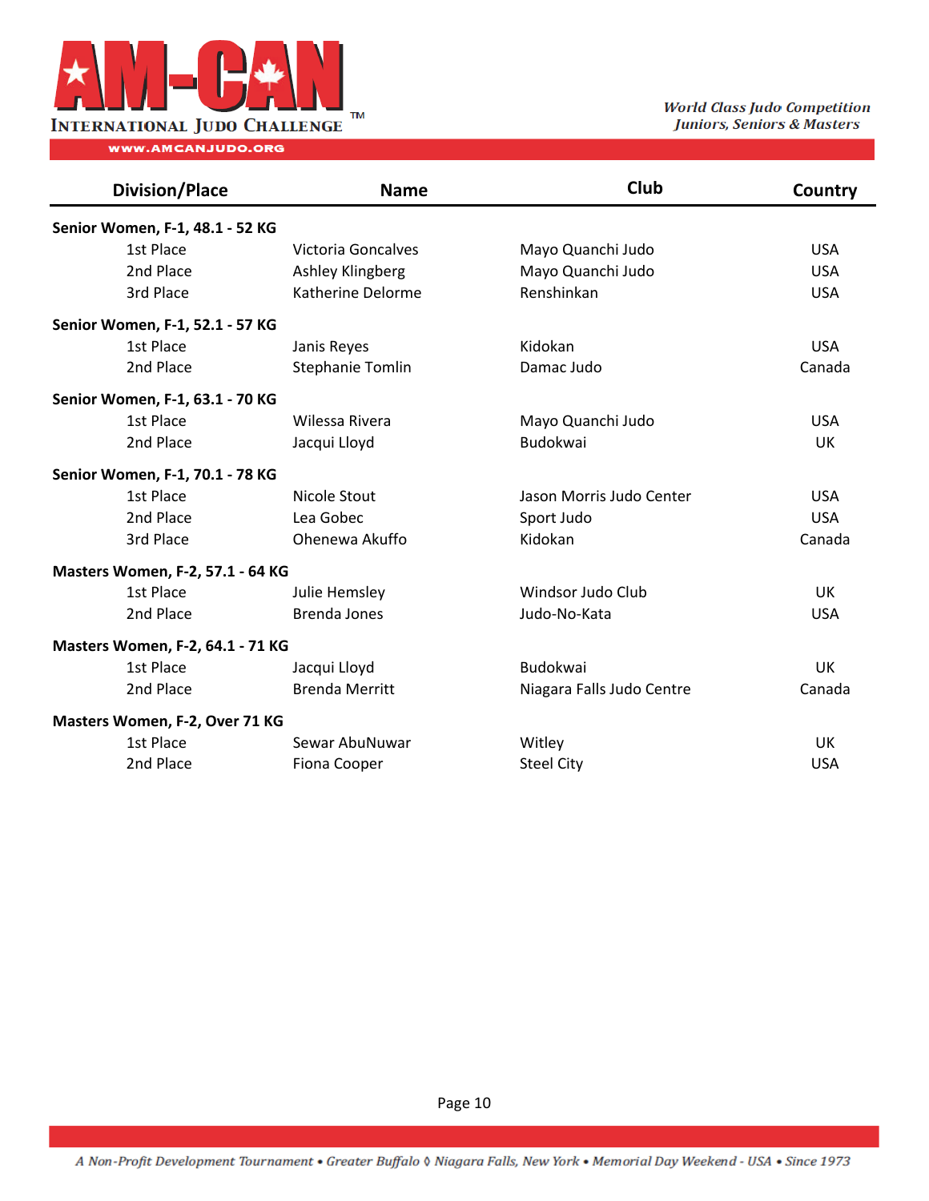| Division/Place | Name | Club | Country |
|---|---|---|---|
| **Senior Women, F-1, 48.1 - 52 KG** | | | |
| 1st Place | Victoria Goncalves | Mayo Quanchi Judo | USA |
| 2nd Place | Ashley Klingberg | Mayo Quanchi Judo | USA |
| 3rd Place | Katherine Delorme | Renshinkan | USA |
| **Senior Women, F-1, 52.1 - 57 KG** | | | |
| 1st Place | Janis Reyes | Kidokan | USA |
| 2nd Place | Stephanie Tomlin | Damac Judo | Canada |
| **Senior Women, F-1, 63.1 - 70 KG** | | | |
| 1st Place | Wilessa Rivera | Mayo Quanchi Judo | USA |
| 2nd Place | Jacqui Lloyd | Budokwai | UK |
| **Senior Women, F-1, 70.1 - 78 KG** | | | |
| 1st Place | Nicole Stout | Jason Morris Judo Center | USA |
| 2nd Place | Lea Gobec | Sport Judo | USA |
| 3rd Place | Ohenewa Akuffo | Kidokan | Canada |
| **Masters Women, F-2, 57.1 - 64 KG** | | | |
| 1st Place | Julie Hemsley | Windsor Judo Club | UK |
| 2nd Place | Brenda Jones | Judo-No-Kata | USA |
| **Masters Women, F-2, 64.1 - 71 KG** | | | |
| 1st Place | Jacqui Lloyd | Budokwai | UK |
| 2nd Place | Brenda Merritt | Niagara Falls Judo Centre | Canada |
| **Masters Women, F-2, Over 71 KG** | | | |
| 1st Place | Sewar AbuNuwar | Witley | UK |
| 2nd Place | Fiona Cooper | Steel City | USA |